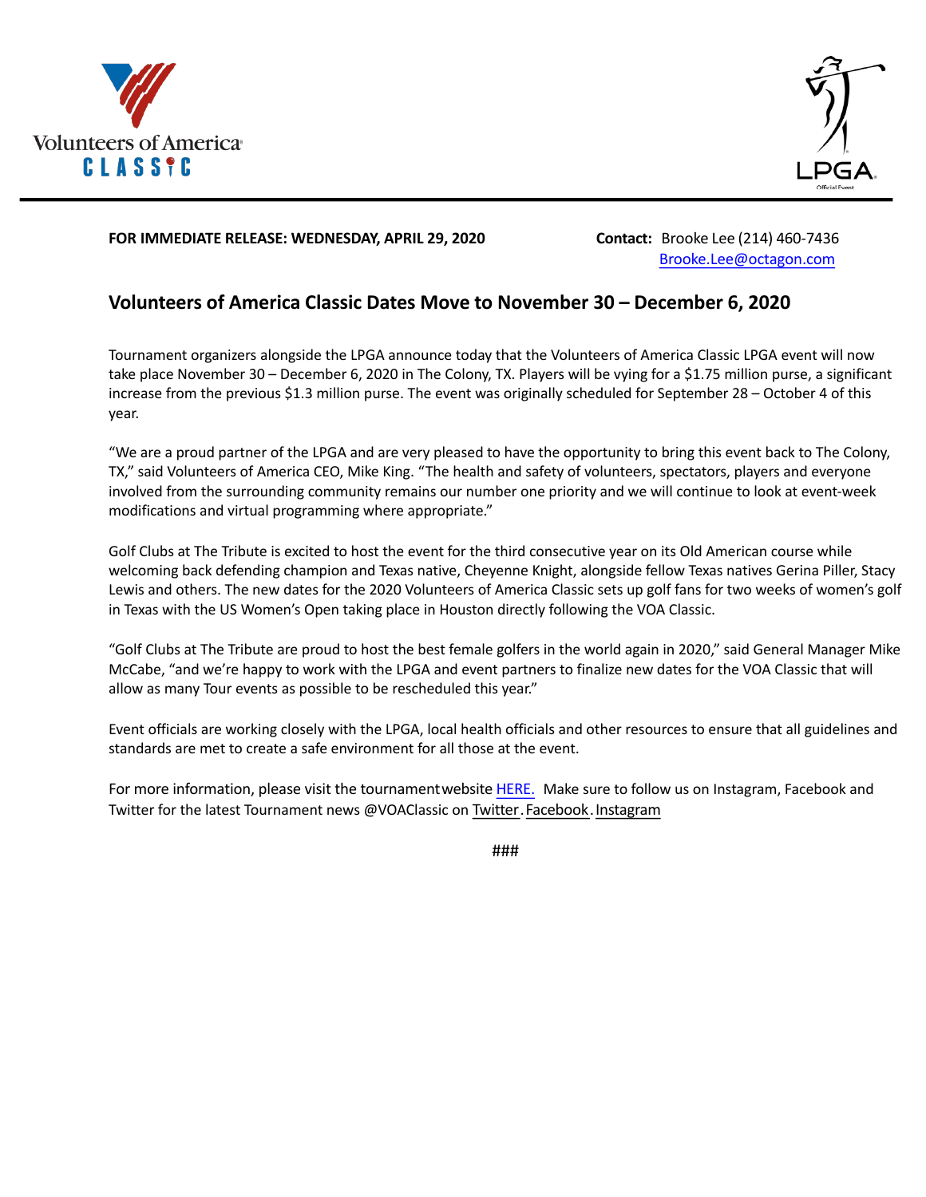Volunteers of America CLASSIC

LPGA Official Event

**FOR IMMEDIATE RELEASE: WEDNESDAY, APRIL 29, 2020**

**Contact:** Brooke Lee (214) 460-7436
Brooke.Lee@octagon.com

## Volunteers of America Classic Dates Move to November 30 – December 6, 2020

Tournament organizers alongside the LPGA announce today that the Volunteers of America Classic LPGA event will now take place November 30 – December 6, 2020 in The Colony, TX. Players will be vying for a $1.75 million purse, a significant increase from the previous $1.3 million purse. The event was originally scheduled for September 28 – October 4 of this year.

"We are a proud partner of the LPGA and are very pleased to have the opportunity to bring this event back to The Colony, TX," said Volunteers of America CEO, Mike King. "The health and safety of volunteers, spectators, players and everyone involved from the surrounding community remains our number one priority and we will continue to look at event-week modifications and virtual programming where appropriate."

Golf Clubs at The Tribute is excited to host the event for the third consecutive year on its Old American course while welcoming back defending champion and Texas native, Cheyenne Knight, alongside fellow Texas natives Gerina Piller, Stacy Lewis and others. The new dates for the 2020 Volunteers of America Classic sets up golf fans for two weeks of women's golf in Texas with the US Women's Open taking place in Houston directly following the VOA Classic.

"Golf Clubs at The Tribute are proud to host the best female golfers in the world again in 2020," said General Manager Mike McCabe, "and we're happy to work with the LPGA and event partners to finalize new dates for the VOA Classic that will allow as many Tour events as possible to be rescheduled this year."

Event officials are working closely with the LPGA, local health officials and other resources to ensure that all guidelines and standards are met to create a safe environment for all those at the event.

For more information, please visit the tournament website HERE. Make sure to follow us on Instagram, Facebook and Twitter for the latest Tournament news @VOAClassic on Twitter. Facebook. Instagram

###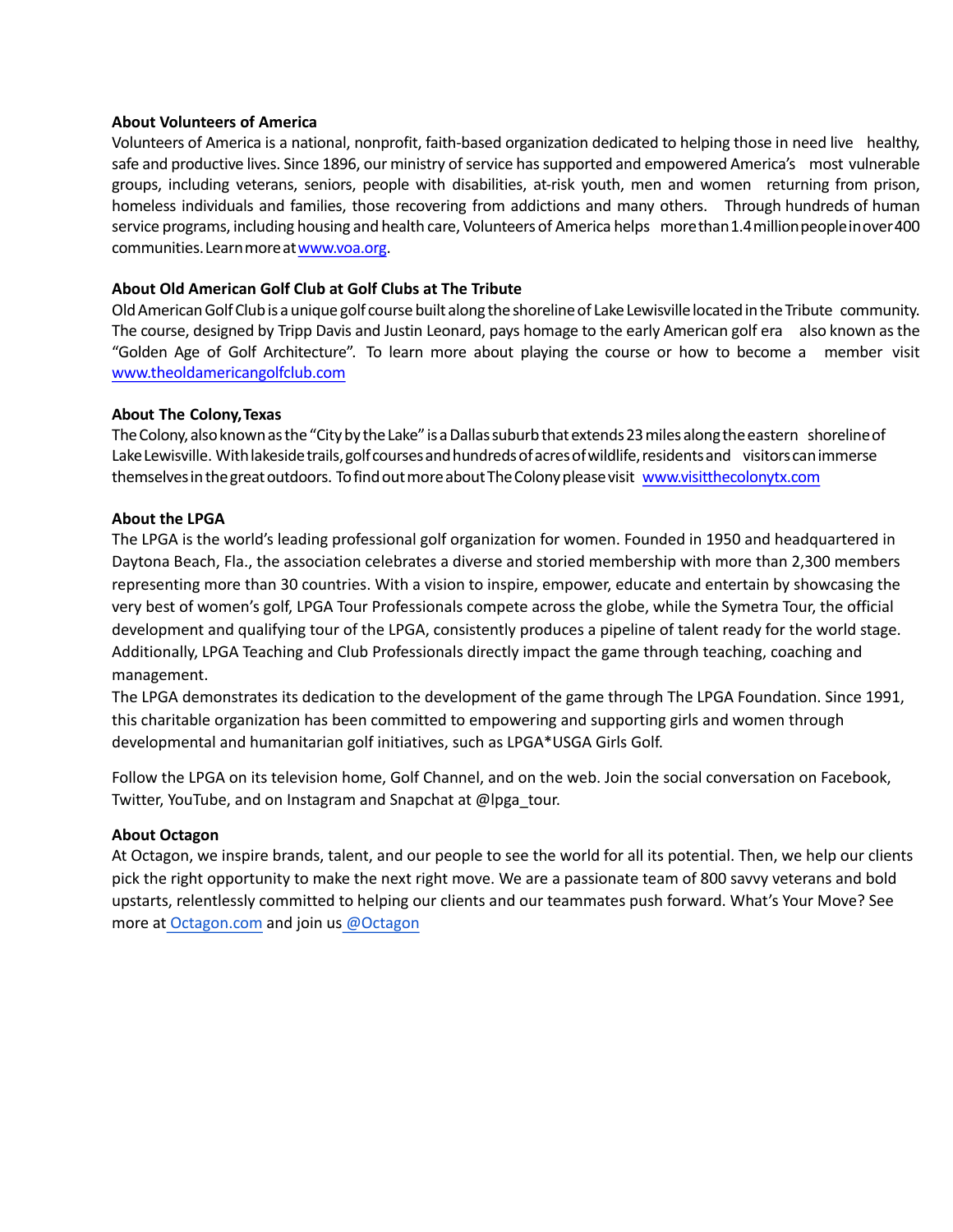**About Volunteers of America**

Volunteers of America is a national, nonprofit, faith-based organization dedicated to helping those in need live healthy, safe and productive lives. Since 1896, our ministry of service has supported and empowered America's most vulnerable groups, including veterans, seniors, people with disabilities, at-risk youth, men and women returning from prison, homeless individuals and families, those recovering from addictions and many others. Through hundreds of human service programs, including housing and health care, Volunteers of America helps more than 1.4 million people in over 400 communities. Learn more at [www.voa.org](http://www.voa.org).

**About Old American Golf Club at Golf Clubs at The Tribute**

Old American Golf Club is a unique golf course built along the shoreline of Lake Lewisville located in the Tribute community. The course, designed by Tripp Davis and Justin Leonard, pays homage to the early American golf era also known as the "Golden Age of Golf Architecture". To learn more about playing the course or how to become a member visit [www.theoldamericangolfclub.com](http://www.theoldamericangolfclub.com)

**About The Colony, Texas**

The Colony, also known as the "City by the Lake" is a Dallas suburb that extends 23 miles along the eastern shoreline of Lake Lewisville. With lakeside trails, golf courses and hundreds of acres of wildlife, residents and visitors can immerse themselves in the great outdoors. To find out more about The Colony please visit [www.visitthecolonytx.com](http://www.visitthecolonytx.com)

**About the LPGA**

The LPGA is the world's leading professional golf organization for women. Founded in 1950 and headquartered in Daytona Beach, Fla., the association celebrates a diverse and storied membership with more than 2,300 members representing more than 30 countries. With a vision to inspire, empower, educate and entertain by showcasing the very best of women's golf, LPGA Tour Professionals compete across the globe, while the Symetra Tour, the official development and qualifying tour of the LPGA, consistently produces a pipeline of talent ready for the world stage. Additionally, LPGA Teaching and Club Professionals directly impact the game through teaching, coaching and management.

The LPGA demonstrates its dedication to the development of the game through The LPGA Foundation. Since 1991, this charitable organization has been committed to empowering and supporting girls and women through developmental and humanitarian golf initiatives, such as LPGA*USGA Girls Golf.

Follow the LPGA on its television home, Golf Channel, and on the web. Join the social conversation on Facebook, Twitter, YouTube, and on Instagram and Snapchat at @lpga_tour.

**About Octagon**

At Octagon, we inspire brands, talent, and our people to see the world for all its potential. Then, we help our clients pick the right opportunity to make the next right move. We are a passionate team of 800 savvy veterans and bold upstarts, relentlessly committed to helping our clients and our teammates push forward. What's Your Move? See more at [Octagon.com](http://Octagon.com) and join us [@Octagon](https://twitter.com/Octagon)